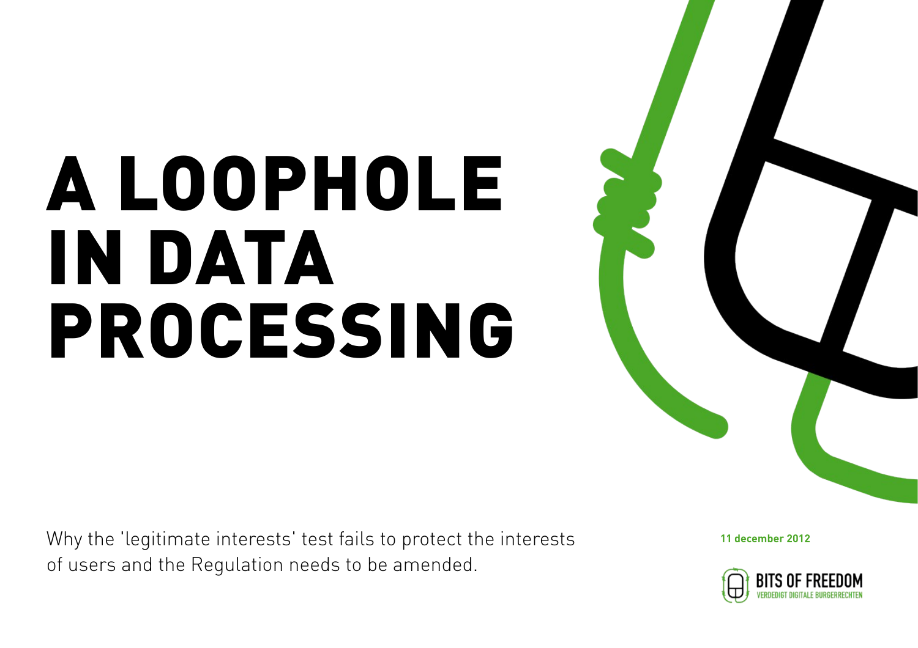# A LOOPHOLE IN DATA PROCESSING

Why the 'legitimate interests' test fails to protect the interests of users and the Regulation needs to be amended.

**11 december 2012**

BITS OF FREEDOM
VERDEDIGT DIGITALE BURGERRECHTEN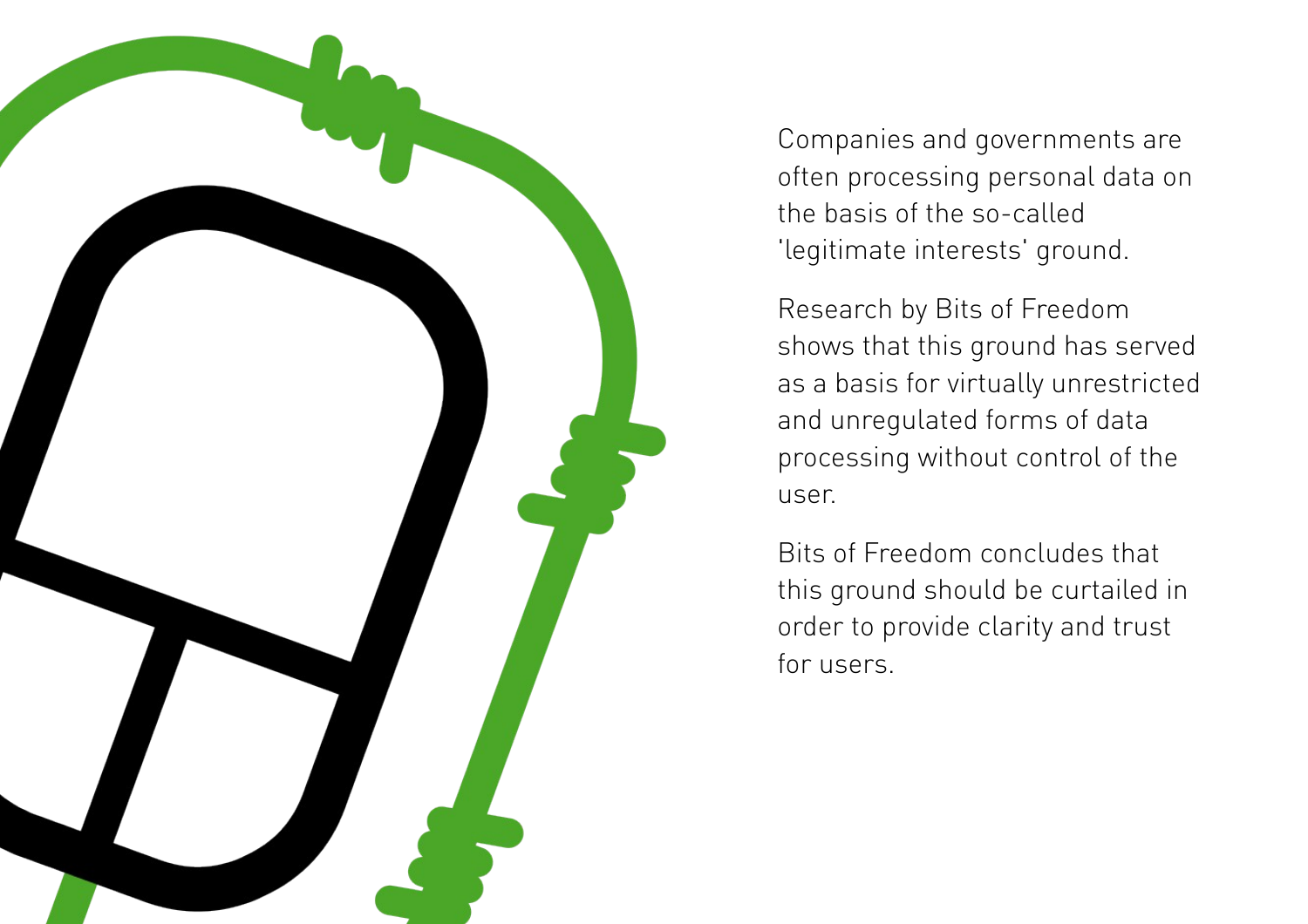Companies and governments are often processing personal data on the basis of the so-called 'legitimate interests' ground.

Research by Bits of Freedom shows that this ground has served as a basis for virtually unrestricted and unregulated forms of data processing without control of the user.

Bits of Freedom concludes that this ground should be curtailed in order to provide clarity and trust for users.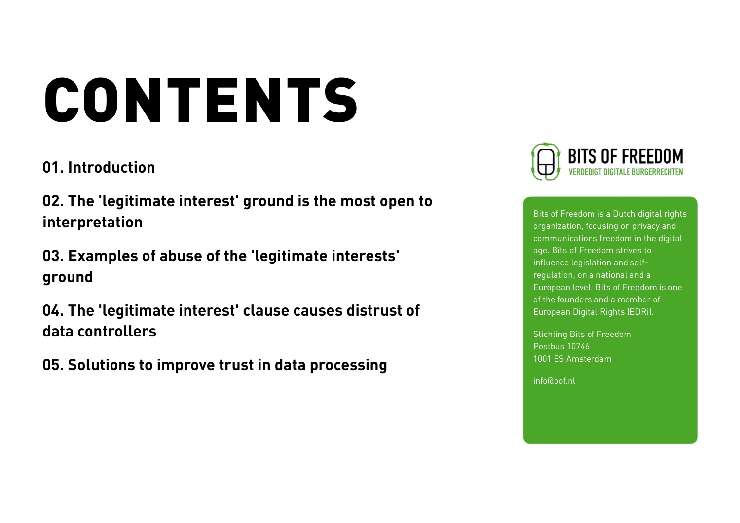# CONTENTS

**01. Introduction**

**02. The 'legitimate interest' ground is the most open to interpretation**

**03. Examples of abuse of the 'legitimate interests' ground**

**04. The 'legitimate interest' clause causes distrust of data controllers**

**05. Solutions to improve trust in data processing**

BITS OF FREEDOM
VERDEDIGT DIGITALE BURGERRECHTEN

Bits of Freedom is a Dutch digital rights organization, focusing on privacy and communications freedom in the digital age. Bits of Freedom strives to influence legislation and self-regulation, on a national and a European level. Bits of Freedom is one of the founders and a member of European Digital Rights (EDRi).

Stichting Bits of Freedom
Postbus 10746
1001 ES Amsterdam

info@bof.nl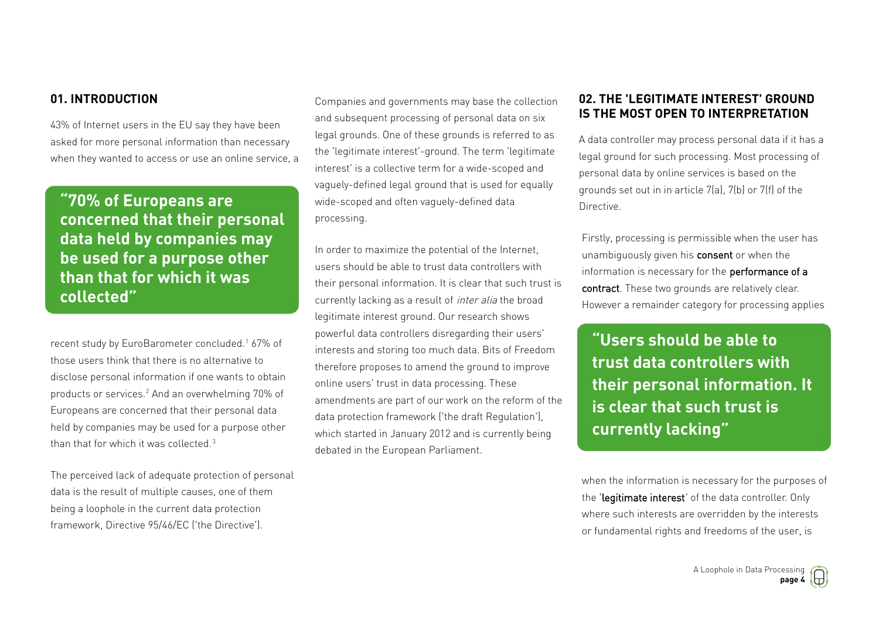## 01. INTRODUCTION

43% of Internet users in the EU say they have been asked for more personal information than necessary when they wanted to access or use an online service, a recent study by EuroBarometer concluded.[1] 67% of those users think that there is no alternative to disclose personal information if one wants to obtain products or services.[2] And an overwhelming 70% of Europeans are concerned that their personal data held by companies may be used for a purpose other than that for which it was collected.[3]

> **"70% of Europeans are concerned that their personal data held by companies may be used for a purpose other than that for which it was collected"**

The perceived lack of adequate protection of personal data is the result of multiple causes, one of them being a loophole in the current data protection framework, Directive 95/46/EC ('the Directive').

Companies and governments may base the collection and subsequent processing of personal data on six legal grounds. One of these grounds is referred to as the 'legitimate interest'-ground. The term 'legitimate interest' is a collective term for a wide-scoped and vaguely-defined legal ground that is used for equally wide-scoped and often vaguely-defined data processing.

In order to maximize the potential of the Internet, users should be able to trust data controllers with their personal information. It is clear that such trust is currently lacking as a result of *inter alia* the broad legitimate interest ground. Our research shows powerful data controllers disregarding their users' interests and storing too much data. Bits of Freedom therefore proposes to amend the ground to improve online users' trust in data processing. These amendments are part of our work on the reform of the data protection framework ('the draft Regulation'), which started in January 2012 and is currently being debated in the European Parliament.

## 02. THE 'LEGITIMATE INTEREST' GROUND IS THE MOST OPEN TO INTERPRETATION

A data controller may process personal data if it has a legal ground for such processing. Most processing of personal data by online services is based on the grounds set out in in article 7(a), 7(b) or 7(f) of the Directive.

Firstly, processing is permissible when the user has unambiguously given his **consent** or when the information is necessary for the **performance of a contract**. These two grounds are relatively clear. However a remainder category for processing applies when the information is necessary for the purposes of the '**legitimate interest**' of the data controller. Only where such interests are overridden by the interests or fundamental rights and freedoms of the user, is

> **"Users should be able to trust data controllers with their personal information. It is clear that such trust is currently lacking"**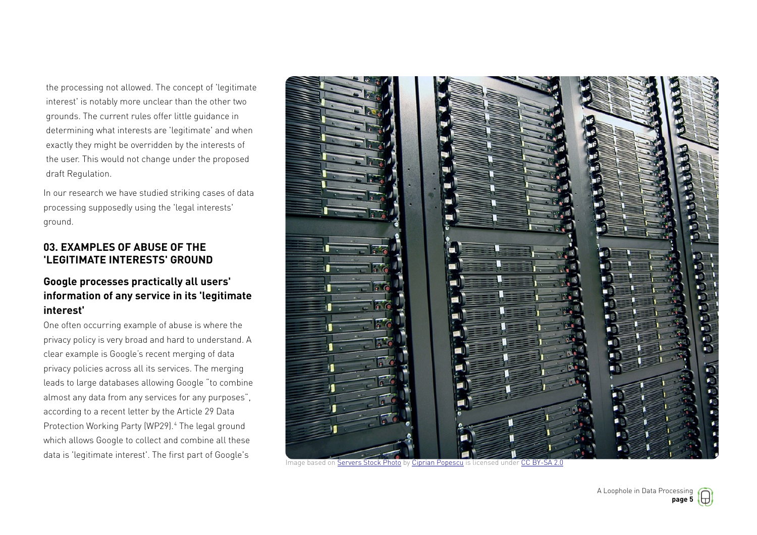the processing not allowed. The concept of 'legitimate interest' is notably more unclear than the other two grounds. The current rules offer little guidance in determining what interests are 'legitimate' and when exactly they might be overridden by the interests of the user. This would not change under the proposed draft Regulation.

In our research we have studied striking cases of data processing supposedly using the 'legal interests' ground.

## 03. EXAMPLES OF ABUSE OF THE 'LEGITIMATE INTERESTS' GROUND

### Google processes practically all users' information of any service in its 'legitimate interest'

One often occurring example of abuse is where the privacy policy is very broad and hard to understand. A clear example is Google's recent merging of data privacy policies across all its services. The merging leads to large databases allowing Google "to combine almost any data from any services for any purposes", according to a recent letter by the Article 29 Data Protection Working Party (WP29).[4] The legal ground which allows Google to collect and combine all these data is 'legitimate interest'. The first part of Google's

Image based on Servers Stock Photo by Ciprian Popescu is licensed under CC BY-SA 2.0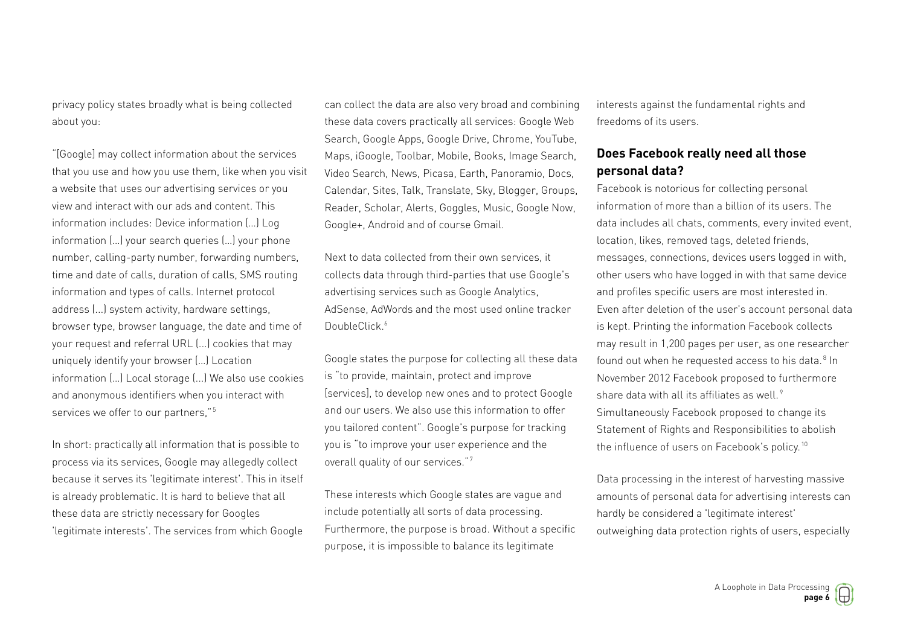privacy policy states broadly what is being collected about you:

"[Google] may collect information about the services that you use and how you use them, like when you visit a website that uses our advertising services or you view and interact with our ads and content. This information includes: Device information (...) Log information (...) your search queries (...) your phone number, calling-party number, forwarding numbers, time and date of calls, duration of calls, SMS routing information and types of calls. Internet protocol address (...) system activity, hardware settings, browser type, browser language, the date and time of your request and referral URL (...) cookies that may uniquely identify your browser (...) Location information (...) Local storage (...) We also use cookies and anonymous identifiers when you interact with services we offer to our partners,"[5]

In short: practically all information that is possible to process via its services, Google may allegedly collect because it serves its 'legitimate interest'. This in itself is already problematic. It is hard to believe that all these data are strictly necessary for Googles 'legitimate interests'. The services from which Google can collect the data are also very broad and combining these data covers practically all services: Google Web Search, Google Apps, Google Drive, Chrome, YouTube, Maps, iGoogle, Toolbar, Mobile, Books, Image Search, Video Search, News, Picasa, Earth, Panoramio, Docs, Calendar, Sites, Talk, Translate, Sky, Blogger, Groups, Reader, Scholar, Alerts, Goggles, Music, Google Now, Google+, Android and of course Gmail.

Next to data collected from their own services, it collects data through third-parties that use Google's advertising services such as Google Analytics, AdSense, AdWords and the most used online tracker DoubleClick.[6]

Google states the purpose for collecting all these data is "to provide, maintain, protect and improve [services], to develop new ones and to protect Google and our users. We also use this information to offer you tailored content". Google's purpose for tracking you is "to improve your user experience and the overall quality of our services."[7]

These interests which Google states are vague and include potentially all sorts of data processing. Furthermore, the purpose is broad. Without a specific purpose, it is impossible to balance its legitimate interests against the fundamental rights and freedoms of its users.

## Does Facebook really need all those personal data?

Facebook is notorious for collecting personal information of more than a billion of its users. The data includes all chats, comments, every invited event, location, likes, removed tags, deleted friends, messages, connections, devices users logged in with, other users who have logged in with that same device and profiles specific users are most interested in. Even after deletion of the user's account personal data is kept. Printing the information Facebook collects may result in 1,200 pages per user, as one researcher found out when he requested access to his data.[8] In November 2012 Facebook proposed to furthermore share data with all its affiliates as well.[9] Simultaneously Facebook proposed to change its Statement of Rights and Responsibilities to abolish the influence of users on Facebook's policy.[10]

Data processing in the interest of harvesting massive amounts of personal data for advertising interests can hardly be considered a 'legitimate interest' outweighing data protection rights of users, especially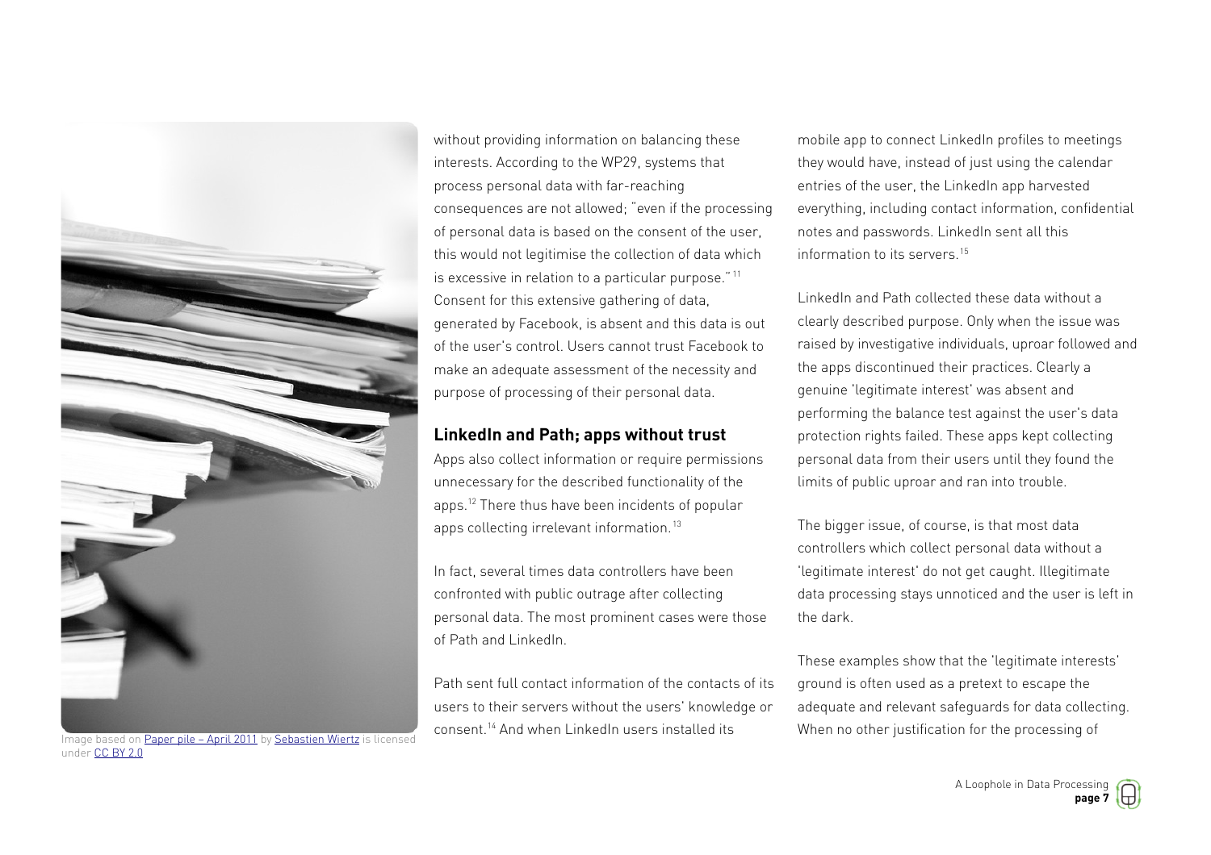Image based on Paper pile – April 2011 by Sebastien Wiertz is licensed under CC BY 2.0

without providing information on balancing these interests. According to the WP29, systems that process personal data with far-reaching consequences are not allowed; "even if the processing of personal data is based on the consent of the user, this would not legitimise the collection of data which is excessive in relation to a particular purpose."[11] Consent for this extensive gathering of data, generated by Facebook, is absent and this data is out of the user's control. Users cannot trust Facebook to make an adequate assessment of the necessity and purpose of processing of their personal data.

## LinkedIn and Path; apps without trust

Apps also collect information or require permissions unnecessary for the described functionality of the apps.[12] There thus have been incidents of popular apps collecting irrelevant information.[13]

In fact, several times data controllers have been confronted with public outrage after collecting personal data. The most prominent cases were those of Path and LinkedIn.

Path sent full contact information of the contacts of its users to their servers without the users' knowledge or consent.[14] And when LinkedIn users installed its mobile app to connect LinkedIn profiles to meetings they would have, instead of just using the calendar entries of the user, the LinkedIn app harvested everything, including contact information, confidential notes and passwords. LinkedIn sent all this information to its servers.[15]

LinkedIn and Path collected these data without a clearly described purpose. Only when the issue was raised by investigative individuals, uproar followed and the apps discontinued their practices. Clearly a genuine 'legitimate interest' was absent and performing the balance test against the user's data protection rights failed. These apps kept collecting personal data from their users until they found the limits of public uproar and ran into trouble.

The bigger issue, of course, is that most data controllers which collect personal data without a 'legitimate interest' do not get caught. Illegitimate data processing stays unnoticed and the user is left in the dark.

These examples show that the 'legitimate interests' ground is often used as a pretext to escape the adequate and relevant safeguards for data collecting. When no other justification for the processing of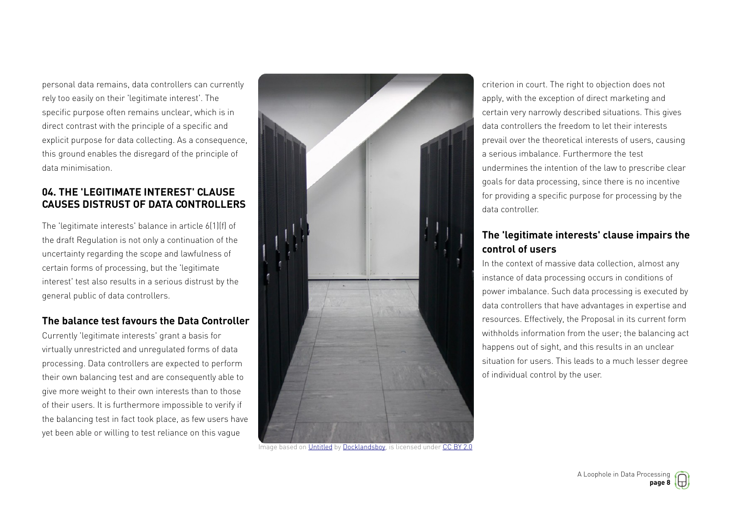personal data remains, data controllers can currently rely too easily on their 'legitimate interest'. The specific purpose often remains unclear, which is in direct contrast with the principle of a specific and explicit purpose for data collecting. As a consequence, this ground enables the disregard of the principle of data minimisation.

## 04. THE 'LEGITIMATE INTEREST' CLAUSE CAUSES DISTRUST OF DATA CONTROLLERS

The 'legitimate interests' balance in article 6(1)(f) of the draft Regulation is not only a continuation of the uncertainty regarding the scope and lawfulness of certain forms of processing, but the 'legitimate interest' test also results in a serious distrust by the general public of data controllers.

### The balance test favours the Data Controller

Currently 'legitimate interests' grant a basis for virtually unrestricted and unregulated forms of data processing. Data controllers are expected to perform their own balancing test and are consequently able to give more weight to their own interests than to those of their users. It is furthermore impossible to verify if the balancing test in fact took place, as few users have yet been able or willing to test reliance on this vague criterion in court. The right to objection does not apply, with the exception of direct marketing and certain very narrowly described situations. This gives data controllers the freedom to let their interests prevail over the theoretical interests of users, causing a serious imbalance. Furthermore the test undermines the intention of the law to prescribe clear goals for data processing, since there is no incentive for providing a specific purpose for processing by the data controller.

Image based on Untitled by Docklandsboy, is licensed under CC BY 2.0

### The 'legitimate interests' clause impairs the control of users

In the context of massive data collection, almost any instance of data processing occurs in conditions of power imbalance. Such data processing is executed by data controllers that have advantages in expertise and resources. Effectively, the Proposal in its current form withholds information from the user; the balancing act happens out of sight, and this results in an unclear situation for users. This leads to a much lesser degree of individual control by the user.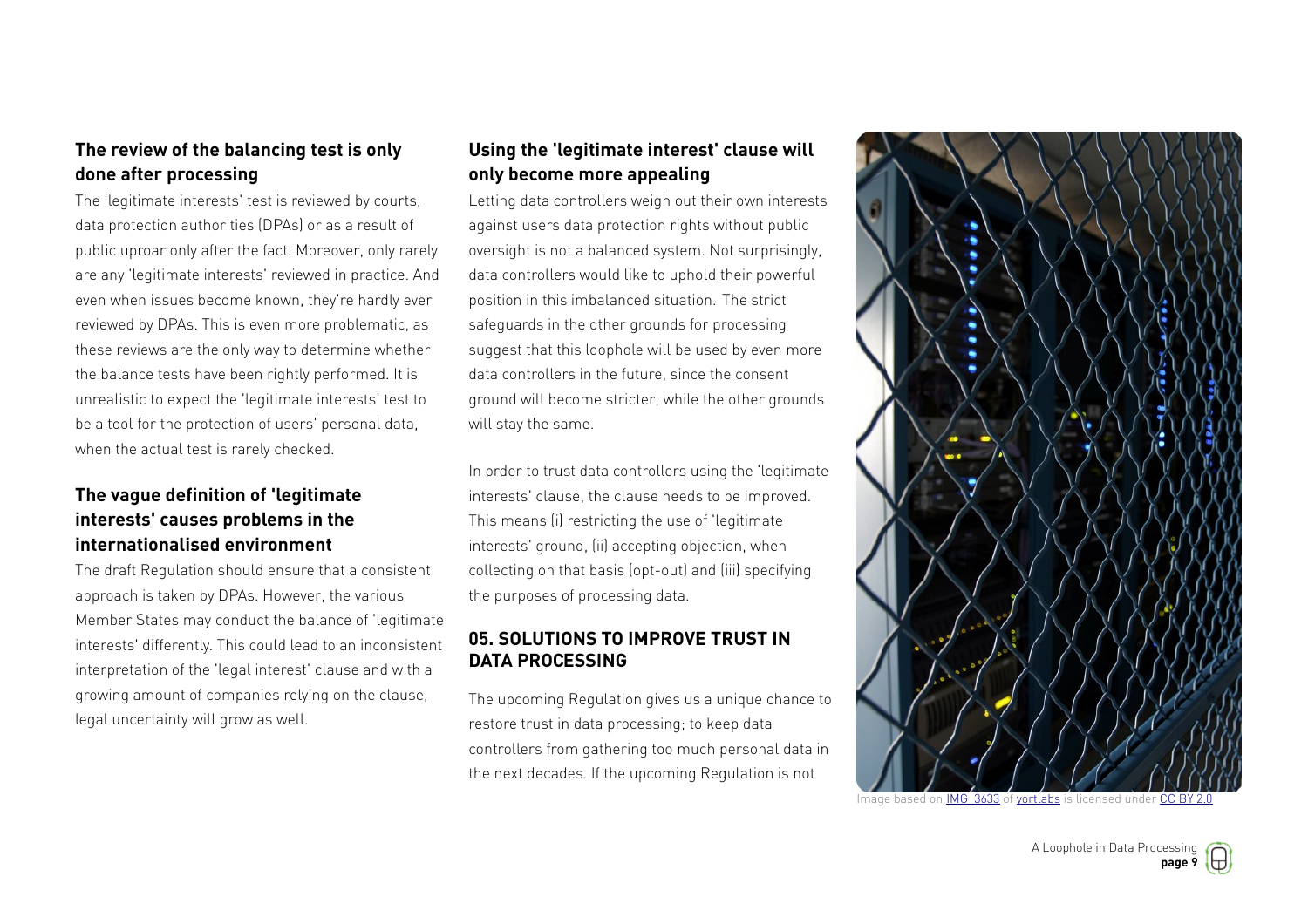### The review of the balancing test is only done after processing

The 'legitimate interests' test is reviewed by courts, data protection authorities (DPAs) or as a result of public uproar only after the fact. Moreover, only rarely are any 'legitimate interests' reviewed in practice. And even when issues become known, they're hardly ever reviewed by DPAs. This is even more problematic, as these reviews are the only way to determine whether the balance tests have been rightly performed. It is unrealistic to expect the 'legitimate interests' test to be a tool for the protection of users' personal data, when the actual test is rarely checked.

### The vague definition of 'legitimate interests' causes problems in the internationalised environment

The draft Regulation should ensure that a consistent approach is taken by DPAs. However, the various Member States may conduct the balance of 'legitimate interests' differently. This could lead to an inconsistent interpretation of the 'legal interest' clause and with a growing amount of companies relying on the clause, legal uncertainty will grow as well.

### Using the 'legitimate interest' clause will only become more appealing

Letting data controllers weigh out their own interests against users data protection rights without public oversight is not a balanced system. Not surprisingly, data controllers would like to uphold their powerful position in this imbalanced situation. The strict safeguards in the other grounds for processing suggest that this loophole will be used by even more data controllers in the future, since the consent ground will become stricter, while the other grounds will stay the same.

In order to trust data controllers using the 'legitimate interests' clause, the clause needs to be improved. This means (i) restricting the use of 'legitimate interests' ground, (ii) accepting objection, when collecting on that basis (opt-out) and (iii) specifying the purposes of processing data.

## 05. SOLUTIONS TO IMPROVE TRUST IN DATA PROCESSING

The upcoming Regulation gives us a unique chance to restore trust in data processing; to keep data controllers from gathering too much personal data in the next decades. If the upcoming Regulation is not

Image based on IMG_3633 of yortlabs is licensed under CC BY 2.0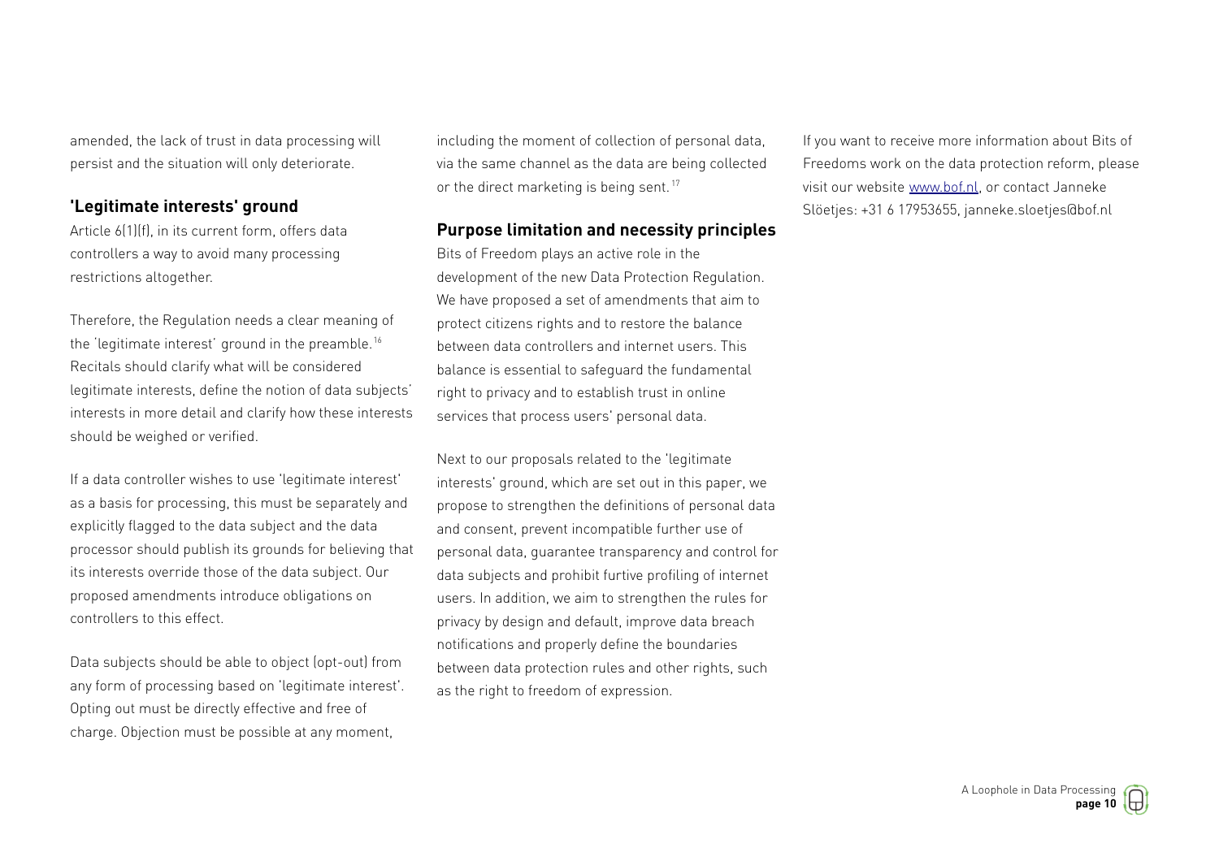amended, the lack of trust in data processing will persist and the situation will only deteriorate.

## 'Legitimate interests' ground

Article 6(1)(f), in its current form, offers data controllers a way to avoid many processing restrictions altogether.

Therefore, the Regulation needs a clear meaning of the 'legitimate interest' ground in the preamble.[16] Recitals should clarify what will be considered legitimate interests, define the notion of data subjects' interests in more detail and clarify how these interests should be weighed or verified.

If a data controller wishes to use 'legitimate interest' as a basis for processing, this must be separately and explicitly flagged to the data subject and the data processor should publish its grounds for believing that its interests override those of the data subject. Our proposed amendments introduce obligations on controllers to this effect.

Data subjects should be able to object (opt-out) from any form of processing based on 'legitimate interest'. Opting out must be directly effective and free of charge. Objection must be possible at any moment, including the moment of collection of personal data, via the same channel as the data are being collected or the direct marketing is being sent.[17]

## Purpose limitation and necessity principles

Bits of Freedom plays an active role in the development of the new Data Protection Regulation. We have proposed a set of amendments that aim to protect citizens rights and to restore the balance between data controllers and internet users. This balance is essential to safeguard the fundamental right to privacy and to establish trust in online services that process users' personal data.

Next to our proposals related to the 'legitimate interests' ground, which are set out in this paper, we propose to strengthen the definitions of personal data and consent, prevent incompatible further use of personal data, guarantee transparency and control for data subjects and prohibit furtive profiling of internet users. In addition, we aim to strengthen the rules for privacy by design and default, improve data breach notifications and properly define the boundaries between data protection rules and other rights, such as the right to freedom of expression.

If you want to receive more information about Bits of Freedoms work on the data protection reform, please visit our website www.bof.nl, or contact Janneke Slöetjes: +31 6 17953655, janneke.sloetjes@bof.nl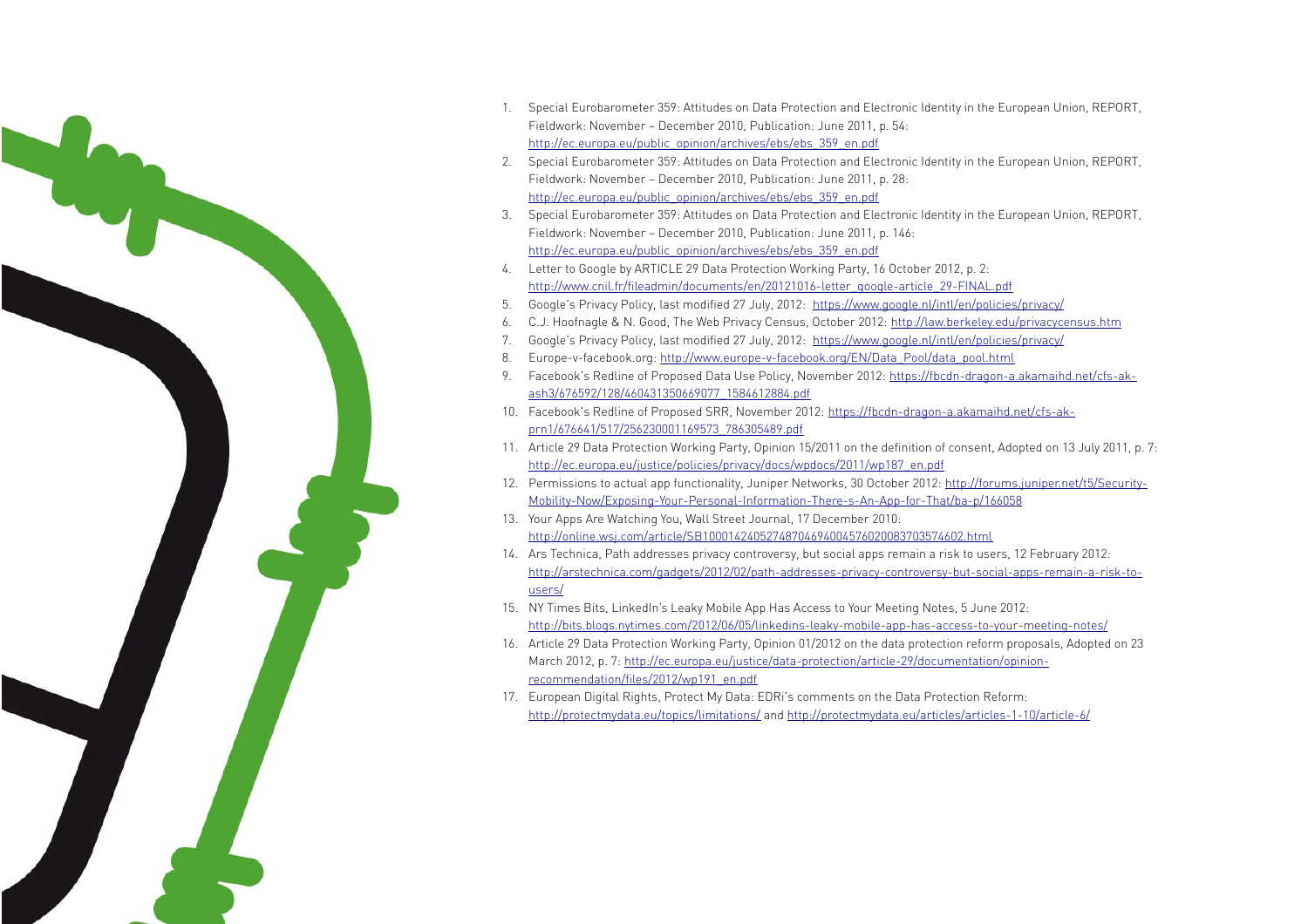1. Special Eurobarometer 359: Attitudes on Data Protection and Electronic Identity in the European Union, REPORT, Fieldwork: November – December 2010, Publication: June 2011, p. 54: http://ec.europa.eu/public_opinion/archives/ebs/ebs_359_en.pdf
2. Special Eurobarometer 359: Attitudes on Data Protection and Electronic Identity in the European Union, REPORT, Fieldwork: November – December 2010, Publication: June 2011, p. 28: http://ec.europa.eu/public_opinion/archives/ebs/ebs_359_en.pdf
3. Special Eurobarometer 359: Attitudes on Data Protection and Electronic Identity in the European Union, REPORT, Fieldwork: November – December 2010, Publication: June 2011, p. 146: http://ec.europa.eu/public_opinion/archives/ebs/ebs_359_en.pdf
4. Letter to Google by ARTICLE 29 Data Protection Working Party, 16 October 2012, p. 2: http://www.cnil.fr/fileadmin/documents/en/20121016-letter_google-article_29-FINAL.pdf
5. Google's Privacy Policy, last modified 27 July, 2012: https://www.google.nl/intl/en/policies/privacy/
6. C.J. Hoofnagle & N. Good, The Web Privacy Census, October 2012: http://law.berkeley.edu/privacycensus.htm
7. Google's Privacy Policy, last modified 27 July, 2012: https://www.google.nl/intl/en/policies/privacy/
8. Europe-v-facebook.org: http://www.europe-v-facebook.org/EN/Data_Pool/data_pool.html
9. Facebook's Redline of Proposed Data Use Policy, November 2012: https://fbcdn-dragon-a.akamaihd.net/cfs-ak-ash3/676592/128/460431350669077_1584612884.pdf
10. Facebook's Redline of Proposed SRR, November 2012: https://fbcdn-dragon-a.akamaihd.net/cfs-ak-prn1/676641/517/256230001169573_786305489.pdf
11. Article 29 Data Protection Working Party, Opinion 15/2011 on the definition of consent, Adopted on 13 July 2011, p. 7: http://ec.europa.eu/justice/policies/privacy/docs/wpdocs/2011/wp187_en.pdf
12. Permissions to actual app functionality, Juniper Networks, 30 October 2012: http://forums.juniper.net/t5/Security-Mobility-Now/Exposing-Your-Personal-Information-There-s-An-App-for-That/ba-p/166058
13. Your Apps Are Watching You, Wall Street Journal, 17 December 2010: http://online.wsj.com/article/SB10001424052748704694004576020083703574602.html
14. Ars Technica, Path addresses privacy controversy, but social apps remain a risk to users, 12 February 2012: http://arstechnica.com/gadgets/2012/02/path-addresses-privacy-controversy-but-social-apps-remain-a-risk-to-users/
15. NY Times Bits, LinkedIn's Leaky Mobile App Has Access to Your Meeting Notes, 5 June 2012: http://bits.blogs.nytimes.com/2012/06/05/linkedins-leaky-mobile-app-has-access-to-your-meeting-notes/
16. Article 29 Data Protection Working Party, Opinion 01/2012 on the data protection reform proposals, Adopted on 23 March 2012, p. 7: http://ec.europa.eu/justice/data-protection/article-29/documentation/opinion-recommendation/files/2012/wp191_en.pdf
17. European Digital Rights, Protect My Data: EDRi's comments on the Data Protection Reform: http://protectmydata.eu/topics/limitations/ and http://protectmydata.eu/articles/articles-1-10/article-6/